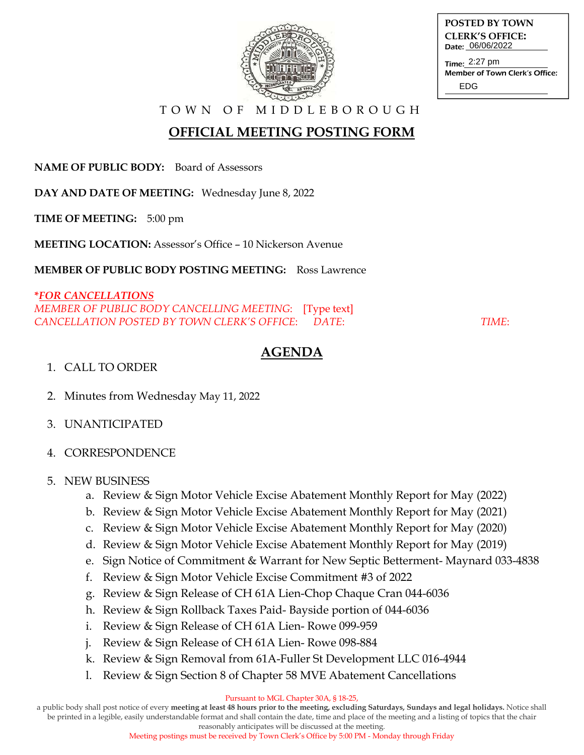**POSTED BY TOWN CLERK'S OFFICE:**
Date: 06/06/2022
Time: 2:27 pm
Member of Town Clerk's Office: EDG

TOWN OF MIDDLEBOROUGH

# OFFICIAL MEETING POSTING FORM

**NAME OF PUBLIC BODY:** Board of Assessors

**DAY AND DATE OF MEETING:** Wednesday June 8, 2022

**TIME OF MEETING:** 5:00 pm

**MEETING LOCATION:** Assessor's Office – 10 Nickerson Avenue

**MEMBER OF PUBLIC BODY POSTING MEETING:** Ross Lawrence

***FOR CANCELLATIONS***
*MEMBER OF PUBLIC BODY CANCELLING MEETING:* [Type text]
*CANCELLATION POSTED BY TOWN CLERK'S OFFICE: DATE: TIME:*

## AGENDA

1. CALL TO ORDER
2. Minutes from Wednesday May 11, 2022
3. UNANTICIPATED
4. CORRESPONDENCE
5. NEW BUSINESS
   a. Review & Sign Motor Vehicle Excise Abatement Monthly Report for May (2022)
   b. Review & Sign Motor Vehicle Excise Abatement Monthly Report for May (2021)
   c. Review & Sign Motor Vehicle Excise Abatement Monthly Report for May (2020)
   d. Review & Sign Motor Vehicle Excise Abatement Monthly Report for May (2019)
   e. Sign Notice of Commitment & Warrant for New Septic Betterment- Maynard 033-4838
   f. Review & Sign Motor Vehicle Excise Commitment #3 of 2022
   g. Review & Sign Release of CH 61A Lien-Chop Chaque Cran 044-6036
   h. Review & Sign Rollback Taxes Paid- Bayside portion of 044-6036
   i. Review & Sign Release of CH 61A Lien- Rowe 099-959
   j. Review & Sign Release of CH 61A Lien- Rowe 098-884
   k. Review & Sign Removal from 61A-Fuller St Development LLC 016-4944
   l. Review & Sign Section 8 of Chapter 58 MVE Abatement Cancellations

Pursuant to MGL Chapter 30A, § 18-25,
a public body shall post notice of every **meeting at least 48 hours prior to the meeting, excluding Saturdays, Sundays and legal holidays.** Notice shall be printed in a legible, easily understandable format and shall contain the date, time and place of the meeting and a listing of topics that the chair reasonably anticipates will be discussed at the meeting.
Meeting postings must be received by Town Clerk's Office by 5:00 PM - Monday through Friday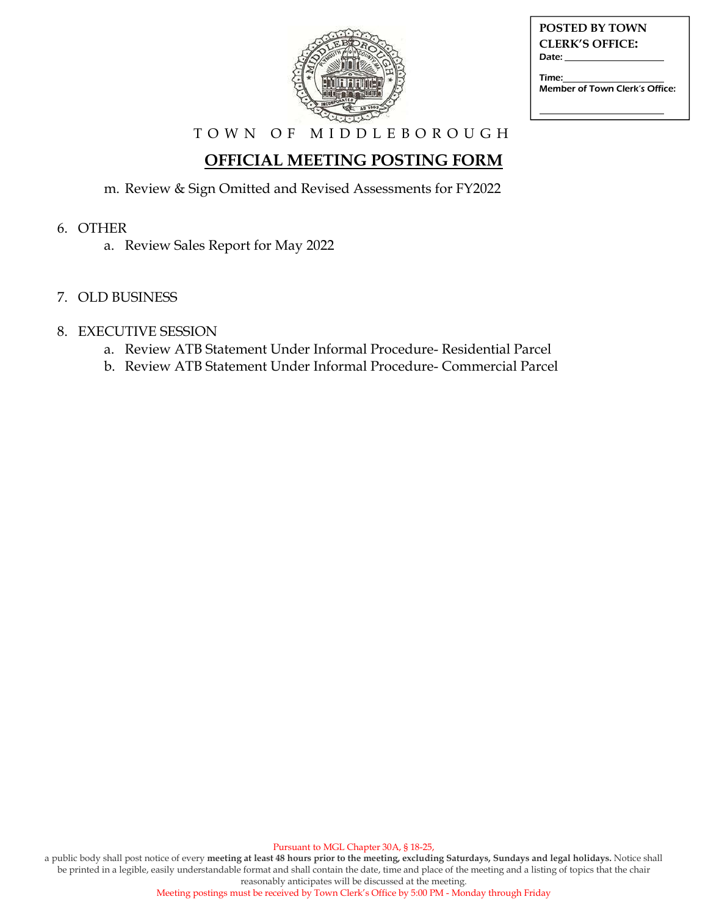**POSTED BY TOWN CLERK'S OFFICE:**
Date: ___________________

Time: ___________________
Member of Town Clerk's Office:

___________________

TOWN OF MIDDLEBOROUGH

# OFFICIAL MEETING POSTING FORM

m. Review & Sign Omitted and Revised Assessments for FY2022

6. OTHER
    a. Review Sales Report for May 2022

7. OLD BUSINESS

8. EXECUTIVE SESSION
    a. Review ATB Statement Under Informal Procedure- Residential Parcel
    b. Review ATB Statement Under Informal Procedure- Commercial Parcel

Pursuant to MGL Chapter 30A, § 18-25,
a public body shall post notice of every **meeting at least 48 hours prior to the meeting, excluding Saturdays, Sundays and legal holidays.** Notice shall be printed in a legible, easily understandable format and shall contain the date, time and place of the meeting and a listing of topics that the chair reasonably anticipates will be discussed at the meeting.
Meeting postings must be received by Town Clerk's Office by 5:00 PM - Monday through Friday